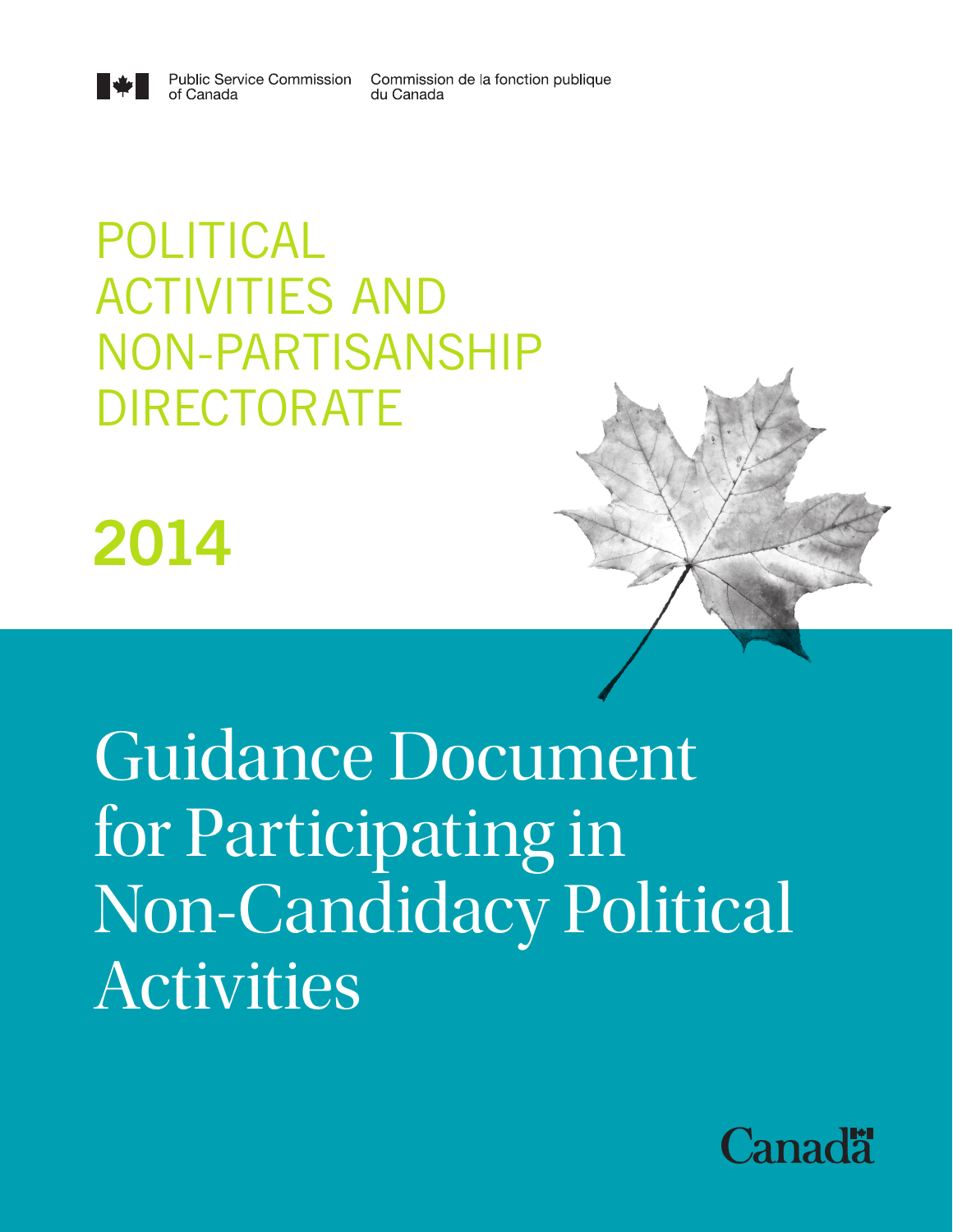Public Service Commission of Canada | Commission de la fonction publique du Canada

# POLITICAL ACTIVITIES AND NON-PARTISANSHIP DIRECTORATE

## 2014

# Guidance Document for Participating in Non-Candidacy Political Activities

Canada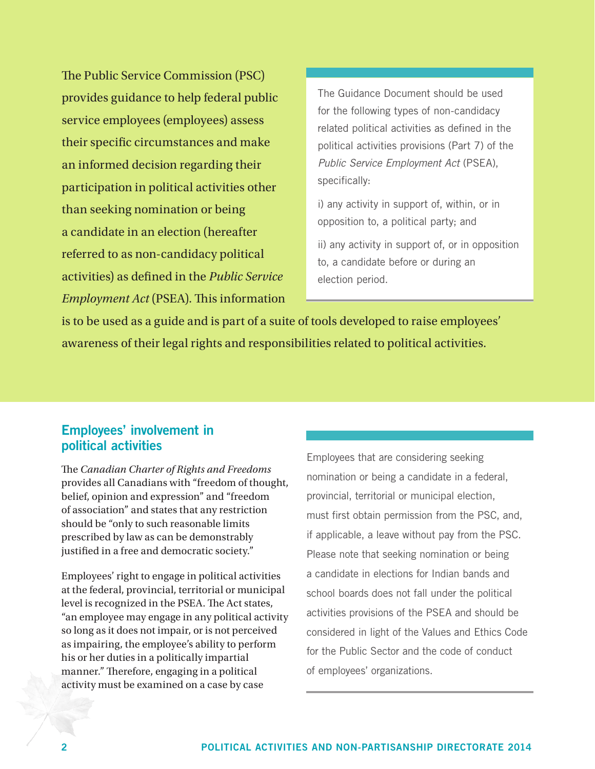The Public Service Commission (PSC) provides guidance to help federal public service employees (employees) assess their specific circumstances and make an informed decision regarding their participation in political activities other than seeking nomination or being a candidate in an election (hereafter referred to as non-candidacy political activities) as defined in the *Public Service Employment Act* (PSEA). This information is to be used as a guide and is part of a suite of tools developed to raise employees' awareness of their legal rights and responsibilities related to political activities.

> The Guidance Document should be used for the following types of non-candidacy related political activities as defined in the political activities provisions (Part 7) of the *Public Service Employment Act* (PSEA), specifically:
>
> i) any activity in support of, within, or in opposition to, a political party; and
>
> ii) any activity in support of, or in opposition to, a candidate before or during an election period.

## Employees' involvement in political activities

The *Canadian Charter of Rights and Freedoms* provides all Canadians with "freedom of thought, belief, opinion and expression" and "freedom of association" and states that any restriction should be "only to such reasonable limits prescribed by law as can be demonstrably justified in a free and democratic society."

Employees' right to engage in political activities at the federal, provincial, territorial or municipal level is recognized in the PSEA. The Act states, "an employee may engage in any political activity so long as it does not impair, or is not perceived as impairing, the employee's ability to perform his or her duties in a politically impartial manner." Therefore, engaging in a political activity must be examined on a case by case

> Employees that are considering seeking nomination or being a candidate in a federal, provincial, territorial or municipal election, must first obtain permission from the PSC, and, if applicable, a leave without pay from the PSC. Please note that seeking nomination or being a candidate in elections for Indian bands and school boards does not fall under the political activities provisions of the PSEA and should be considered in light of the Values and Ethics Code for the Public Sector and the code of conduct of employees' organizations.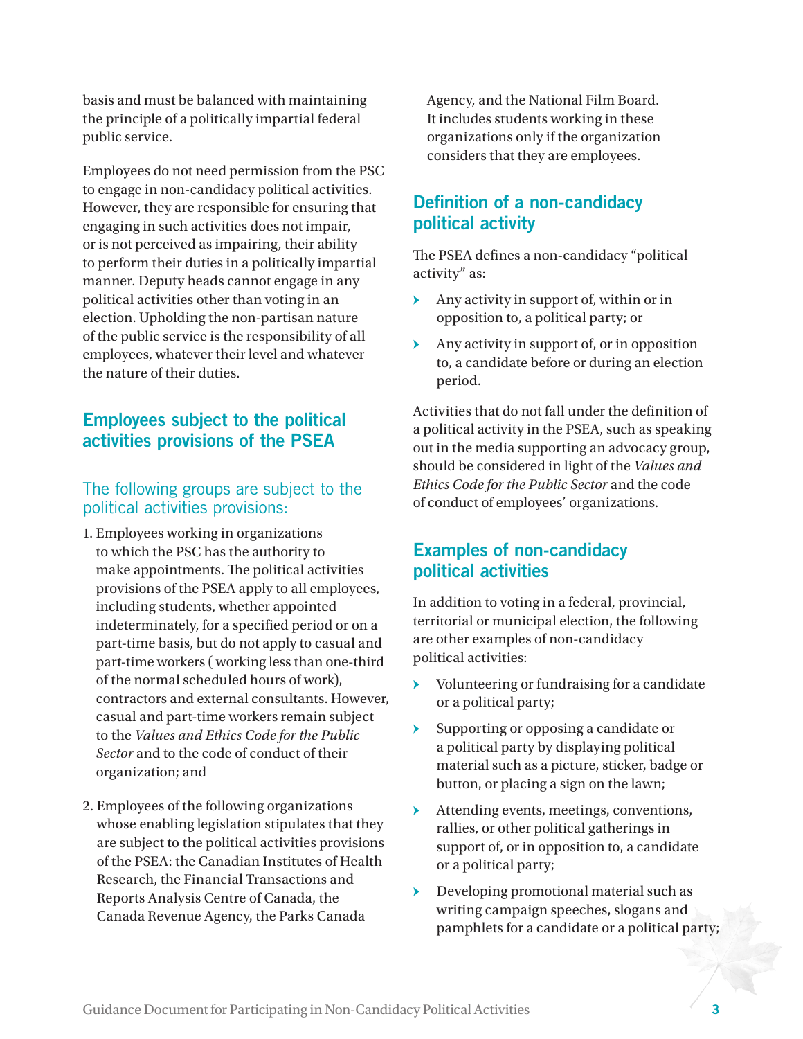basis and must be balanced with maintaining the principle of a politically impartial federal public service.

Employees do not need permission from the PSC to engage in non-candidacy political activities. However, they are responsible for ensuring that engaging in such activities does not impair, or is not perceived as impairing, their ability to perform their duties in a politically impartial manner. Deputy heads cannot engage in any political activities other than voting in an election. Upholding the non-partisan nature of the public service is the responsibility of all employees, whatever their level and whatever the nature of their duties.

## Employees subject to the political activities provisions of the PSEA

### The following groups are subject to the political activities provisions:

1. Employees working in organizations to which the PSC has the authority to make appointments. The political activities provisions of the PSEA apply to all employees, including students, whether appointed indeterminately, for a specified period or on a part-time basis, but do not apply to casual and part-time workers ( working less than one-third of the normal scheduled hours of work), contractors and external consultants. However, casual and part-time workers remain subject to the *Values and Ethics Code for the Public Sector* and to the code of conduct of their organization; and

2. Employees of the following organizations whose enabling legislation stipulates that they are subject to the political activities provisions of the PSEA: the Canadian Institutes of Health Research, the Financial Transactions and Reports Analysis Centre of Canada, the Canada Revenue Agency, the Parks Canada Agency, and the National Film Board. It includes students working in these organizations only if the organization considers that they are employees.

## Definition of a non-candidacy political activity

The PSEA defines a non-candidacy "political activity" as:

- Any activity in support of, within or in opposition to, a political party; or
- Any activity in support of, or in opposition to, a candidate before or during an election period.

Activities that do not fall under the definition of a political activity in the PSEA, such as speaking out in the media supporting an advocacy group, should be considered in light of the *Values and Ethics Code for the Public Sector* and the code of conduct of employees' organizations.

## Examples of non-candidacy political activities

In addition to voting in a federal, provincial, territorial or municipal election, the following are other examples of non-candidacy political activities:

- Volunteering or fundraising for a candidate or a political party;
- Supporting or opposing a candidate or a political party by displaying political material such as a picture, sticker, badge or button, or placing a sign on the lawn;
- Attending events, meetings, conventions, rallies, or other political gatherings in support of, or in opposition to, a candidate or a political party;
- Developing promotional material such as writing campaign speeches, slogans and pamphlets for a candidate or a political party;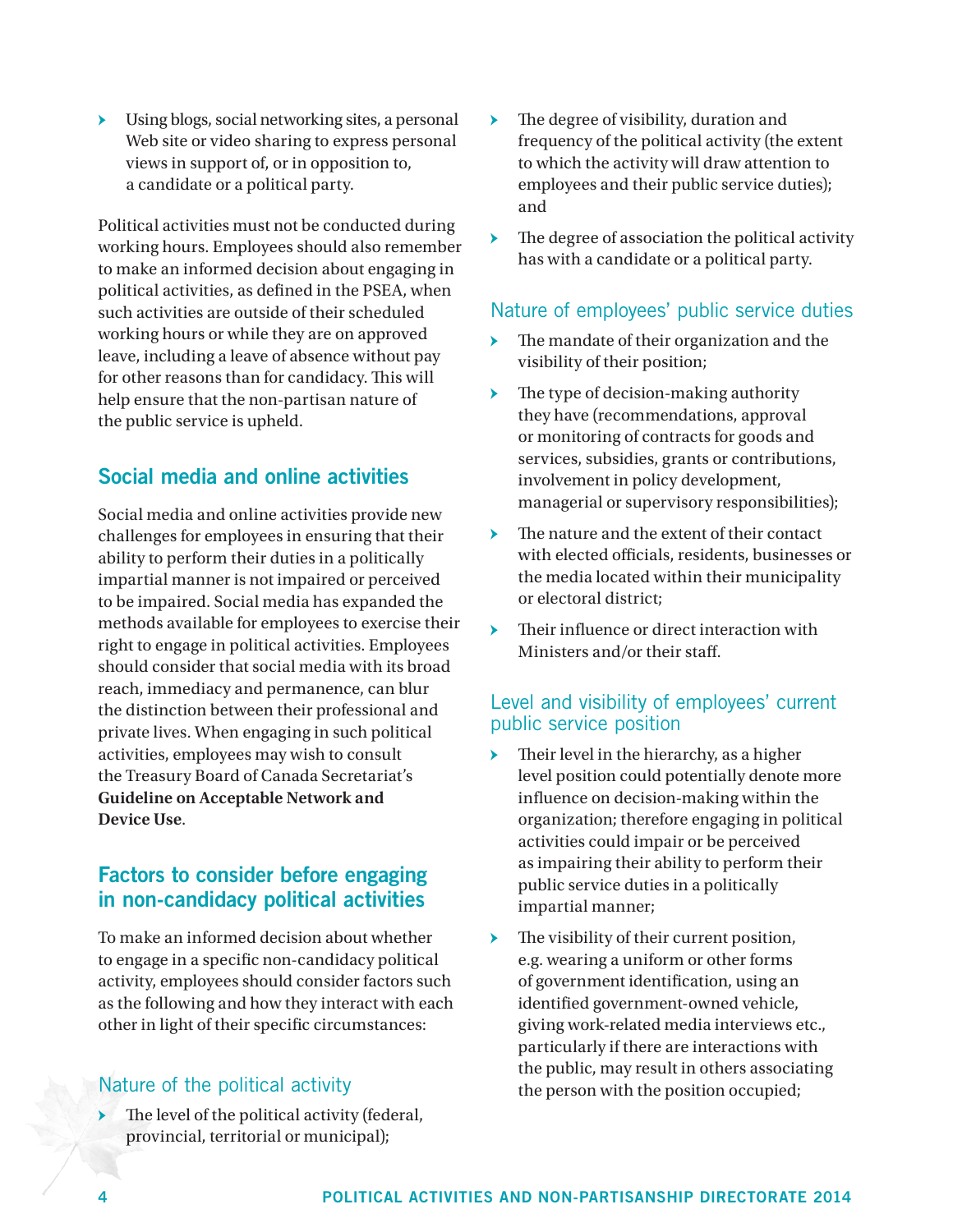- Using blogs, social networking sites, a personal Web site or video sharing to express personal views in support of, or in opposition to, a candidate or a political party.

Political activities must not be conducted during working hours. Employees should also remember to make an informed decision about engaging in political activities, as defined in the PSEA, when such activities are outside of their scheduled working hours or while they are on approved leave, including a leave of absence without pay for other reasons than for candidacy. This will help ensure that the non-partisan nature of the public service is upheld.

## Social media and online activities

Social media and online activities provide new challenges for employees in ensuring that their ability to perform their duties in a politically impartial manner is not impaired or perceived to be impaired. Social media has expanded the methods available for employees to exercise their right to engage in political activities. Employees should consider that social media with its broad reach, immediacy and permanence, can blur the distinction between their professional and private lives. When engaging in such political activities, employees may wish to consult the Treasury Board of Canada Secretariat's **Guideline on Acceptable Network and Device Use**.

## Factors to consider before engaging in non-candidacy political activities

To make an informed decision about whether to engage in a specific non-candidacy political activity, employees should consider factors such as the following and how they interact with each other in light of their specific circumstances:

### Nature of the political activity

- The level of the political activity (federal, provincial, territorial or municipal);
- The degree of visibility, duration and frequency of the political activity (the extent to which the activity will draw attention to employees and their public service duties); and
- The degree of association the political activity has with a candidate or a political party.

### Nature of employees' public service duties

- The mandate of their organization and the visibility of their position;
- The type of decision-making authority they have (recommendations, approval or monitoring of contracts for goods and services, subsidies, grants or contributions, involvement in policy development, managerial or supervisory responsibilities);
- The nature and the extent of their contact with elected officials, residents, businesses or the media located within their municipality or electoral district;
- Their influence or direct interaction with Ministers and/or their staff.

### Level and visibility of employees' current public service position

- Their level in the hierarchy, as a higher level position could potentially denote more influence on decision-making within the organization; therefore engaging in political activities could impair or be perceived as impairing their ability to perform their public service duties in a politically impartial manner;
- The visibility of their current position, e.g. wearing a uniform or other forms of government identification, using an identified government-owned vehicle, giving work-related media interviews etc., particularly if there are interactions with the public, may result in others associating the person with the position occupied;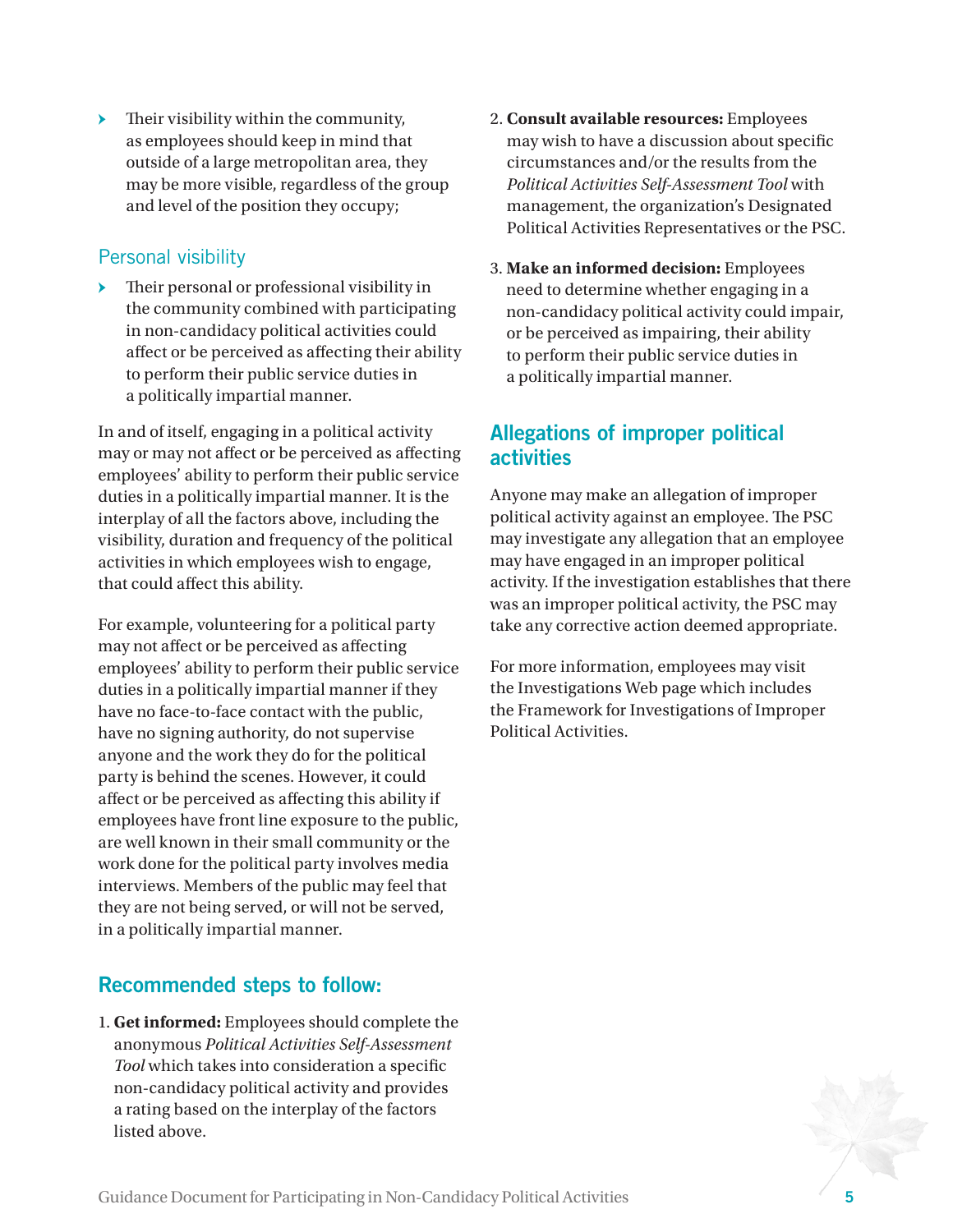- Their visibility within the community, as employees should keep in mind that outside of a large metropolitan area, they may be more visible, regardless of the group and level of the position they occupy;

### Personal visibility

- Their personal or professional visibility in the community combined with participating in non-candidacy political activities could affect or be perceived as affecting their ability to perform their public service duties in a politically impartial manner.

In and of itself, engaging in a political activity may or may not affect or be perceived as affecting employees' ability to perform their public service duties in a politically impartial manner. It is the interplay of all the factors above, including the visibility, duration and frequency of the political activities in which employees wish to engage, that could affect this ability.

For example, volunteering for a political party may not affect or be perceived as affecting employees' ability to perform their public service duties in a politically impartial manner if they have no face-to-face contact with the public, have no signing authority, do not supervise anyone and the work they do for the political party is behind the scenes. However, it could affect or be perceived as affecting this ability if employees have front line exposure to the public, are well known in their small community or the work done for the political party involves media interviews. Members of the public may feel that they are not being served, or will not be served, in a politically impartial manner.

## Recommended steps to follow:

1. **Get informed:** Employees should complete the anonymous *Political Activities Self-Assessment Tool* which takes into consideration a specific non-candidacy political activity and provides a rating based on the interplay of the factors listed above.
2. **Consult available resources:** Employees may wish to have a discussion about specific circumstances and/or the results from the *Political Activities Self-Assessment Tool* with management, the organization's Designated Political Activities Representatives or the PSC.
3. **Make an informed decision:** Employees need to determine whether engaging in a non-candidacy political activity could impair, or be perceived as impairing, their ability to perform their public service duties in a politically impartial manner.

## Allegations of improper political activities

Anyone may make an allegation of improper political activity against an employee. The PSC may investigate any allegation that an employee may have engaged in an improper political activity. If the investigation establishes that there was an improper political activity, the PSC may take any corrective action deemed appropriate.

For more information, employees may visit the Investigations Web page which includes the Framework for Investigations of Improper Political Activities.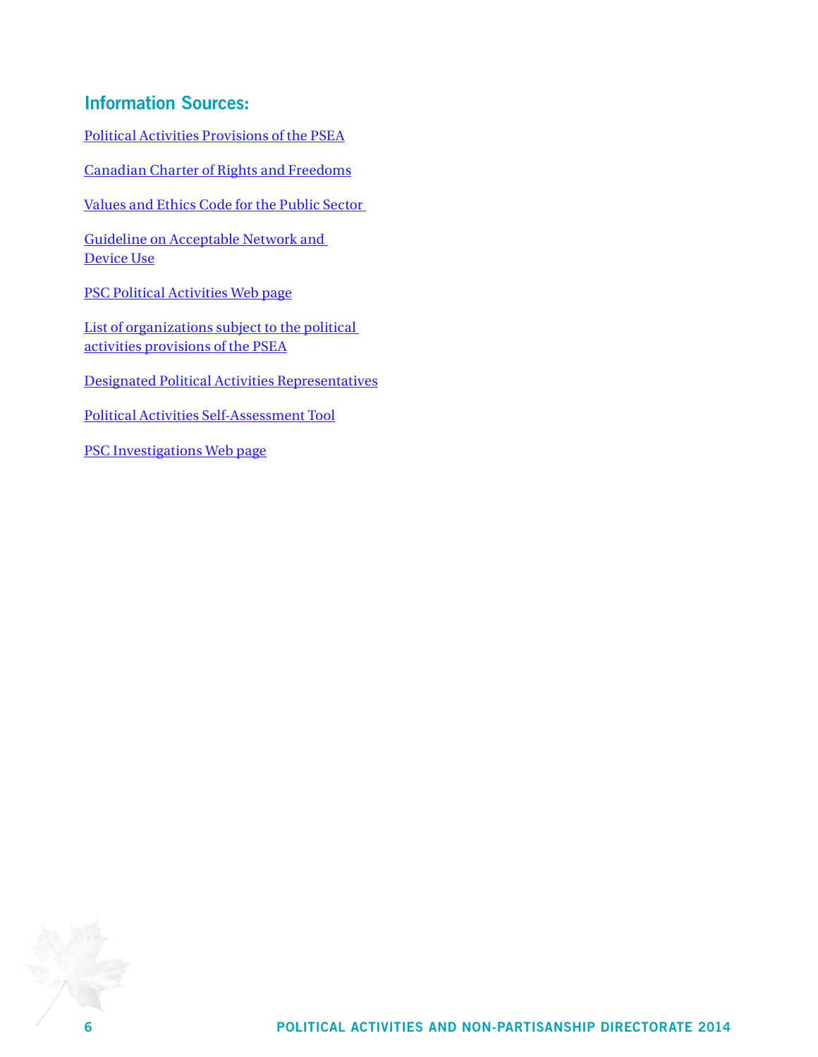## Information Sources:

Political Activities Provisions of the PSEA

Canadian Charter of Rights and Freedoms

Values and Ethics Code for the Public Sector

Guideline on Acceptable Network and Device Use

PSC Political Activities Web page

List of organizations subject to the political activities provisions of the PSEA

Designated Political Activities Representatives

Political Activities Self-Assessment Tool

PSC Investigations Web page